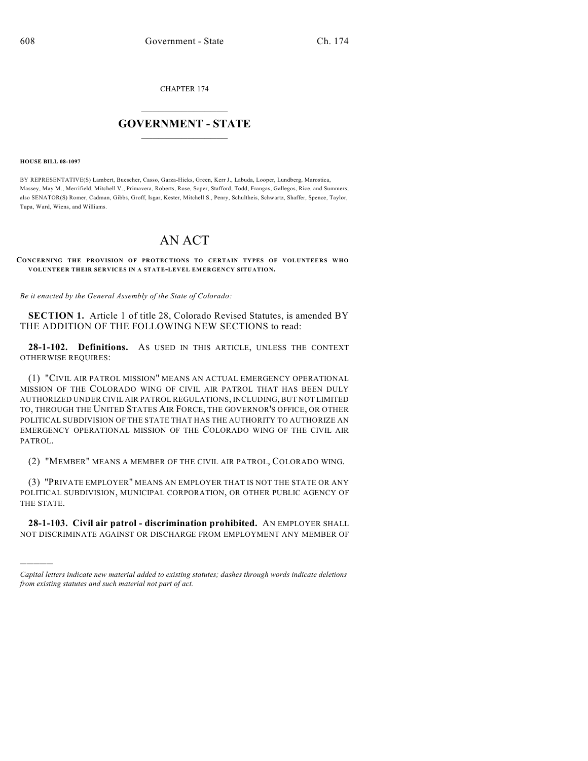CHAPTER 174

# GOVERNMENT - STATE

**HOUSE BILL 08-1097**

BY REPRESENTATIVE(S) Lambert, Buescher, Casso, Garza-Hicks, Green, Kerr J., Labuda, Looper, Lundberg, Marostica, Massey, May M., Merrifield, Mitchell V., Primavera, Roberts, Rose, Soper, Stafford, Todd, Frangas, Gallegos, Rice, and Summers; also SENATOR(S) Romer, Cadman, Gibbs, Groff, Isgar, Kester, Mitchell S., Penry, Schultheis, Schwartz, Shaffer, Spence, Taylor, Tupa, Ward, Wiens, and Williams.

# AN ACT

**CONCERNING THE PROVISION OF PROTECTIONS TO CERTAIN TYPES OF VOLUNTEERS WHO VOLUNTEER THEIR SERVICES IN A STATE-LEVEL EMERGENCY SITUATION.**

*Be it enacted by the General Assembly of the State of Colorado:*

**SECTION 1.** Article 1 of title 28, Colorado Revised Statutes, is amended BY THE ADDITION OF THE FOLLOWING NEW SECTIONS to read:

**28-1-102. Definitions.** AS USED IN THIS ARTICLE, UNLESS THE CONTEXT OTHERWISE REQUIRES:

(1) "CIVIL AIR PATROL MISSION" MEANS AN ACTUAL EMERGENCY OPERATIONAL MISSION OF THE COLORADO WING OF CIVIL AIR PATROL THAT HAS BEEN DULY AUTHORIZED UNDER CIVIL AIR PATROL REGULATIONS, INCLUDING, BUT NOT LIMITED TO, THROUGH THE UNITED STATES AIR FORCE, THE GOVERNOR'S OFFICE, OR OTHER POLITICAL SUBDIVISION OF THE STATE THAT HAS THE AUTHORITY TO AUTHORIZE AN EMERGENCY OPERATIONAL MISSION OF THE COLORADO WING OF THE CIVIL AIR PATROL.

(2) "MEMBER" MEANS A MEMBER OF THE CIVIL AIR PATROL, COLORADO WING.

(3) "PRIVATE EMPLOYER" MEANS AN EMPLOYER THAT IS NOT THE STATE OR ANY POLITICAL SUBDIVISION, MUNICIPAL CORPORATION, OR OTHER PUBLIC AGENCY OF THE STATE.

**28-1-103. Civil air patrol - discrimination prohibited.** AN EMPLOYER SHALL NOT DISCRIMINATE AGAINST OR DISCHARGE FROM EMPLOYMENT ANY MEMBER OF

*Capital letters indicate new material added to existing statutes; dashes through words indicate deletions from existing statutes and such material not part of act.*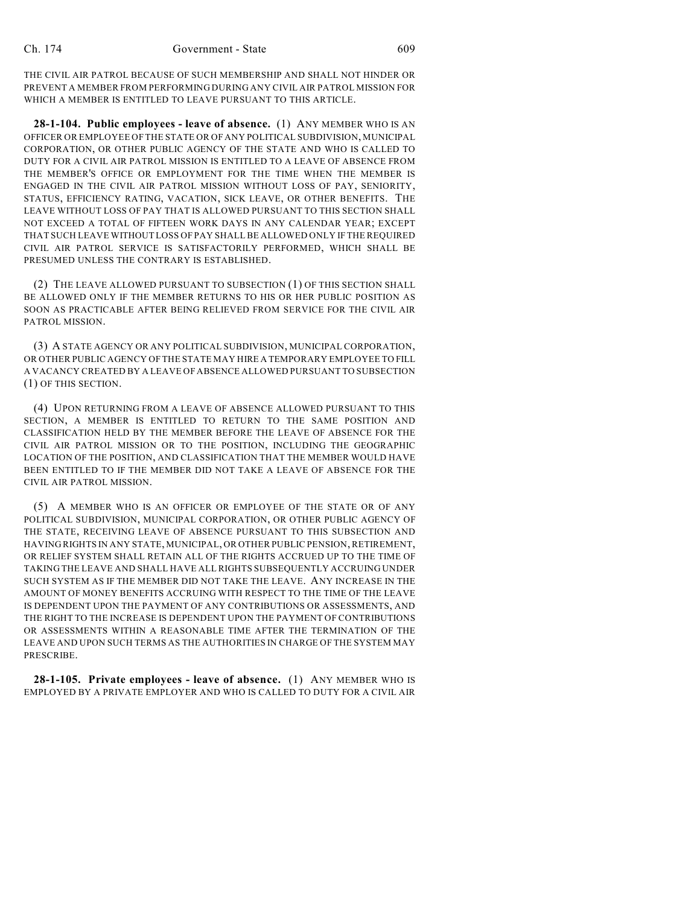THE CIVIL AIR PATROL BECAUSE OF SUCH MEMBERSHIP AND SHALL NOT HINDER OR PREVENT A MEMBER FROM PERFORMING DURING ANY CIVIL AIR PATROL MISSION FOR WHICH A MEMBER IS ENTITLED TO LEAVE PURSUANT TO THIS ARTICLE.

**28-1-104. Public employees - leave of absence.** (1) ANY MEMBER WHO IS AN OFFICER OR EMPLOYEE OF THE STATE OR OF ANY POLITICAL SUBDIVISION, MUNICIPAL CORPORATION, OR OTHER PUBLIC AGENCY OF THE STATE AND WHO IS CALLED TO DUTY FOR A CIVIL AIR PATROL MISSION IS ENTITLED TO A LEAVE OF ABSENCE FROM THE MEMBER'S OFFICE OR EMPLOYMENT FOR THE TIME WHEN THE MEMBER IS ENGAGED IN THE CIVIL AIR PATROL MISSION WITHOUT LOSS OF PAY, SENIORITY, STATUS, EFFICIENCY RATING, VACATION, SICK LEAVE, OR OTHER BENEFITS. THE LEAVE WITHOUT LOSS OF PAY THAT IS ALLOWED PURSUANT TO THIS SECTION SHALL NOT EXCEED A TOTAL OF FIFTEEN WORK DAYS IN ANY CALENDAR YEAR; EXCEPT THAT SUCH LEAVE WITHOUT LOSS OF PAY SHALL BE ALLOWED ONLY IF THE REQUIRED CIVIL AIR PATROL SERVICE IS SATISFACTORILY PERFORMED, WHICH SHALL BE PRESUMED UNLESS THE CONTRARY IS ESTABLISHED.

(2) THE LEAVE ALLOWED PURSUANT TO SUBSECTION (1) OF THIS SECTION SHALL BE ALLOWED ONLY IF THE MEMBER RETURNS TO HIS OR HER PUBLIC POSITION AS SOON AS PRACTICABLE AFTER BEING RELIEVED FROM SERVICE FOR THE CIVIL AIR PATROL MISSION.

(3) A STATE AGENCY OR ANY POLITICAL SUBDIVISION, MUNICIPAL CORPORATION, OR OTHER PUBLIC AGENCY OF THE STATE MAY HIRE A TEMPORARY EMPLOYEE TO FILL A VACANCY CREATED BY A LEAVE OF ABSENCE ALLOWED PURSUANT TO SUBSECTION (1) OF THIS SECTION.

(4) UPON RETURNING FROM A LEAVE OF ABSENCE ALLOWED PURSUANT TO THIS SECTION, A MEMBER IS ENTITLED TO RETURN TO THE SAME POSITION AND CLASSIFICATION HELD BY THE MEMBER BEFORE THE LEAVE OF ABSENCE FOR THE CIVIL AIR PATROL MISSION OR TO THE POSITION, INCLUDING THE GEOGRAPHIC LOCATION OF THE POSITION, AND CLASSIFICATION THAT THE MEMBER WOULD HAVE BEEN ENTITLED TO IF THE MEMBER DID NOT TAKE A LEAVE OF ABSENCE FOR THE CIVIL AIR PATROL MISSION.

(5) A MEMBER WHO IS AN OFFICER OR EMPLOYEE OF THE STATE OR OF ANY POLITICAL SUBDIVISION, MUNICIPAL CORPORATION, OR OTHER PUBLIC AGENCY OF THE STATE, RECEIVING LEAVE OF ABSENCE PURSUANT TO THIS SUBSECTION AND HAVING RIGHTS IN ANY STATE, MUNICIPAL, OR OTHER PUBLIC PENSION, RETIREMENT, OR RELIEF SYSTEM SHALL RETAIN ALL OF THE RIGHTS ACCRUED UP TO THE TIME OF TAKING THE LEAVE AND SHALL HAVE ALL RIGHTS SUBSEQUENTLY ACCRUING UNDER SUCH SYSTEM AS IF THE MEMBER DID NOT TAKE THE LEAVE. ANY INCREASE IN THE AMOUNT OF MONEY BENEFITS ACCRUING WITH RESPECT TO THE TIME OF THE LEAVE IS DEPENDENT UPON THE PAYMENT OF ANY CONTRIBUTIONS OR ASSESSMENTS, AND THE RIGHT TO THE INCREASE IS DEPENDENT UPON THE PAYMENT OF CONTRIBUTIONS OR ASSESSMENTS WITHIN A REASONABLE TIME AFTER THE TERMINATION OF THE LEAVE AND UPON SUCH TERMS AS THE AUTHORITIES IN CHARGE OF THE SYSTEM MAY PRESCRIBE.

**28-1-105. Private employees - leave of absence.** (1) ANY MEMBER WHO IS EMPLOYED BY A PRIVATE EMPLOYER AND WHO IS CALLED TO DUTY FOR A CIVIL AIR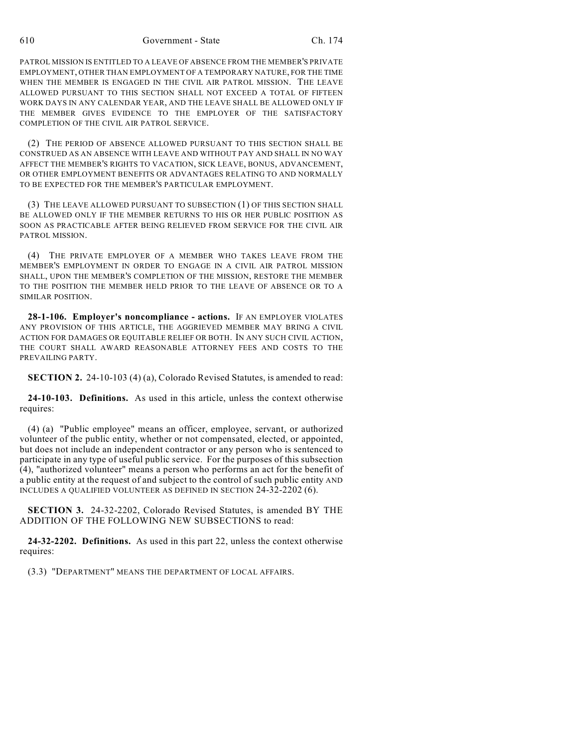PATROL MISSION IS ENTITLED TO A LEAVE OF ABSENCE FROM THE MEMBER'S PRIVATE EMPLOYMENT, OTHER THAN EMPLOYMENT OF A TEMPORARY NATURE, FOR THE TIME WHEN THE MEMBER IS ENGAGED IN THE CIVIL AIR PATROL MISSION. THE LEAVE ALLOWED PURSUANT TO THIS SECTION SHALL NOT EXCEED A TOTAL OF FIFTEEN WORK DAYS IN ANY CALENDAR YEAR, AND THE LEAVE SHALL BE ALLOWED ONLY IF THE MEMBER GIVES EVIDENCE TO THE EMPLOYER OF THE SATISFACTORY COMPLETION OF THE CIVIL AIR PATROL SERVICE.

(2) THE PERIOD OF ABSENCE ALLOWED PURSUANT TO THIS SECTION SHALL BE CONSTRUED AS AN ABSENCE WITH LEAVE AND WITHOUT PAY AND SHALL IN NO WAY AFFECT THE MEMBER'S RIGHTS TO VACATION, SICK LEAVE, BONUS, ADVANCEMENT, OR OTHER EMPLOYMENT BENEFITS OR ADVANTAGES RELATING TO AND NORMALLY TO BE EXPECTED FOR THE MEMBER'S PARTICULAR EMPLOYMENT.

(3) THE LEAVE ALLOWED PURSUANT TO SUBSECTION (1) OF THIS SECTION SHALL BE ALLOWED ONLY IF THE MEMBER RETURNS TO HIS OR HER PUBLIC POSITION AS SOON AS PRACTICABLE AFTER BEING RELIEVED FROM SERVICE FOR THE CIVIL AIR PATROL MISSION.

(4) THE PRIVATE EMPLOYER OF A MEMBER WHO TAKES LEAVE FROM THE MEMBER'S EMPLOYMENT IN ORDER TO ENGAGE IN A CIVIL AIR PATROL MISSION SHALL, UPON THE MEMBER'S COMPLETION OF THE MISSION, RESTORE THE MEMBER TO THE POSITION THE MEMBER HELD PRIOR TO THE LEAVE OF ABSENCE OR TO A SIMILAR POSITION.

**28-1-106. Employer's noncompliance - actions.** IF AN EMPLOYER VIOLATES ANY PROVISION OF THIS ARTICLE, THE AGGRIEVED MEMBER MAY BRING A CIVIL ACTION FOR DAMAGES OR EQUITABLE RELIEF OR BOTH. IN ANY SUCH CIVIL ACTION, THE COURT SHALL AWARD REASONABLE ATTORNEY FEES AND COSTS TO THE PREVAILING PARTY.

**SECTION 2.** 24-10-103 (4) (a), Colorado Revised Statutes, is amended to read:

**24-10-103. Definitions.** As used in this article, unless the context otherwise requires:

(4) (a) "Public employee" means an officer, employee, servant, or authorized volunteer of the public entity, whether or not compensated, elected, or appointed, but does not include an independent contractor or any person who is sentenced to participate in any type of useful public service. For the purposes of this subsection (4), "authorized volunteer" means a person who performs an act for the benefit of a public entity at the request of and subject to the control of such public entity AND INCLUDES A QUALIFIED VOLUNTEER AS DEFINED IN SECTION 24-32-2202 (6).

**SECTION 3.** 24-32-2202, Colorado Revised Statutes, is amended BY THE ADDITION OF THE FOLLOWING NEW SUBSECTIONS to read:

**24-32-2202. Definitions.** As used in this part 22, unless the context otherwise requires:

(3.3) "DEPARTMENT" MEANS THE DEPARTMENT OF LOCAL AFFAIRS.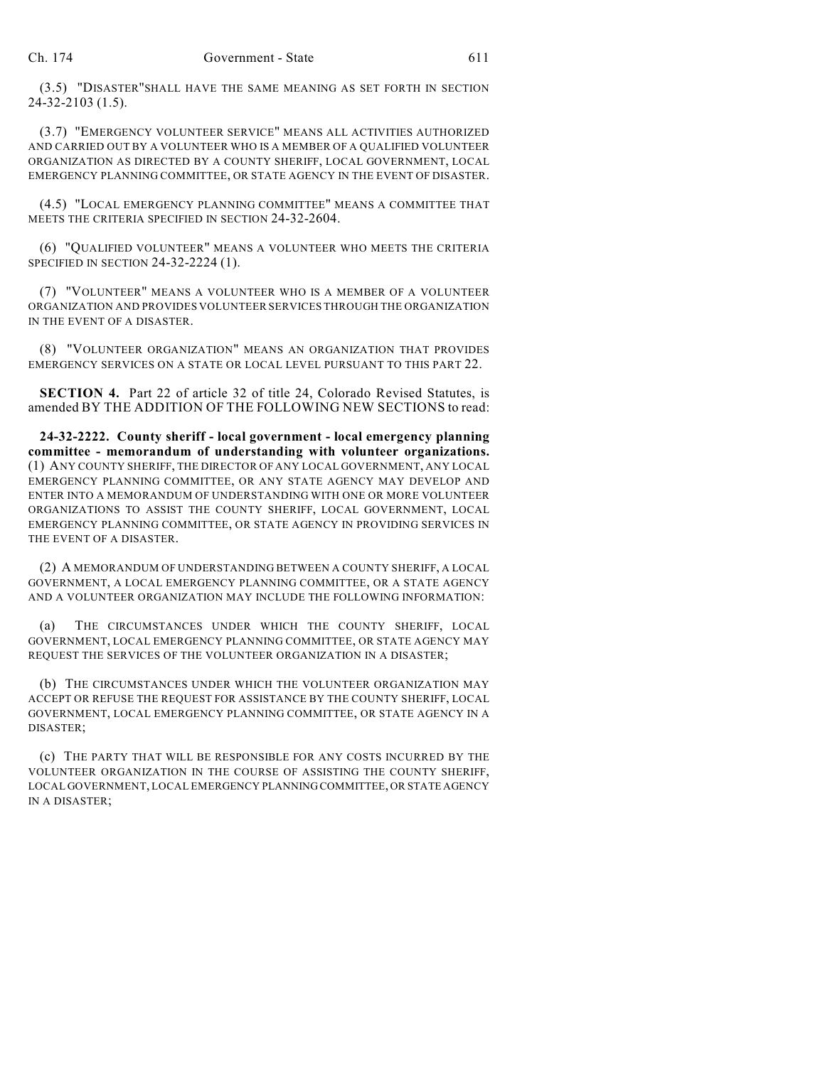(3.5) "DISASTER"SHALL HAVE THE SAME MEANING AS SET FORTH IN SECTION 24-32-2103 (1.5).

(3.7) "EMERGENCY VOLUNTEER SERVICE" MEANS ALL ACTIVITIES AUTHORIZED AND CARRIED OUT BY A VOLUNTEER WHO IS A MEMBER OF A QUALIFIED VOLUNTEER ORGANIZATION AS DIRECTED BY A COUNTY SHERIFF, LOCAL GOVERNMENT, LOCAL EMERGENCY PLANNING COMMITTEE, OR STATE AGENCY IN THE EVENT OF DISASTER.

(4.5) "LOCAL EMERGENCY PLANNING COMMITTEE" MEANS A COMMITTEE THAT MEETS THE CRITERIA SPECIFIED IN SECTION 24-32-2604.

(6) "QUALIFIED VOLUNTEER" MEANS A VOLUNTEER WHO MEETS THE CRITERIA SPECIFIED IN SECTION 24-32-2224 (1).

(7) "VOLUNTEER" MEANS A VOLUNTEER WHO IS A MEMBER OF A VOLUNTEER ORGANIZATION AND PROVIDES VOLUNTEER SERVICES THROUGH THE ORGANIZATION IN THE EVENT OF A DISASTER.

(8) "VOLUNTEER ORGANIZATION" MEANS AN ORGANIZATION THAT PROVIDES EMERGENCY SERVICES ON A STATE OR LOCAL LEVEL PURSUANT TO THIS PART 22.

**SECTION 4.** Part 22 of article 32 of title 24, Colorado Revised Statutes, is amended BY THE ADDITION OF THE FOLLOWING NEW SECTIONS to read:

**24-32-2222. County sheriff - local government - local emergency planning committee - memorandum of understanding with volunteer organizations.** (1) ANY COUNTY SHERIFF, THE DIRECTOR OF ANY LOCAL GOVERNMENT, ANY LOCAL EMERGENCY PLANNING COMMITTEE, OR ANY STATE AGENCY MAY DEVELOP AND ENTER INTO A MEMORANDUM OF UNDERSTANDING WITH ONE OR MORE VOLUNTEER ORGANIZATIONS TO ASSIST THE COUNTY SHERIFF, LOCAL GOVERNMENT, LOCAL EMERGENCY PLANNING COMMITTEE, OR STATE AGENCY IN PROVIDING SERVICES IN THE EVENT OF A DISASTER.

(2) A MEMORANDUM OF UNDERSTANDING BETWEEN A COUNTY SHERIFF, A LOCAL GOVERNMENT, A LOCAL EMERGENCY PLANNING COMMITTEE, OR A STATE AGENCY AND A VOLUNTEER ORGANIZATION MAY INCLUDE THE FOLLOWING INFORMATION:

(a) THE CIRCUMSTANCES UNDER WHICH THE COUNTY SHERIFF, LOCAL GOVERNMENT, LOCAL EMERGENCY PLANNING COMMITTEE, OR STATE AGENCY MAY REQUEST THE SERVICES OF THE VOLUNTEER ORGANIZATION IN A DISASTER;

(b) THE CIRCUMSTANCES UNDER WHICH THE VOLUNTEER ORGANIZATION MAY ACCEPT OR REFUSE THE REQUEST FOR ASSISTANCE BY THE COUNTY SHERIFF, LOCAL GOVERNMENT, LOCAL EMERGENCY PLANNING COMMITTEE, OR STATE AGENCY IN A DISASTER;

(c) THE PARTY THAT WILL BE RESPONSIBLE FOR ANY COSTS INCURRED BY THE VOLUNTEER ORGANIZATION IN THE COURSE OF ASSISTING THE COUNTY SHERIFF, LOCAL GOVERNMENT, LOCAL EMERGENCY PLANNING COMMITTEE, OR STATE AGENCY IN A DISASTER;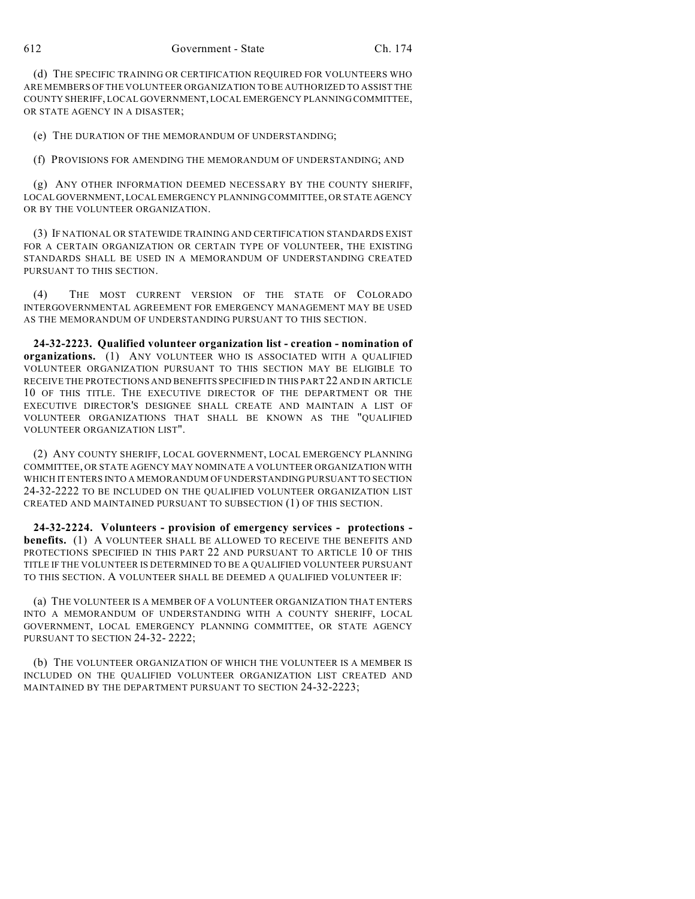(d) THE SPECIFIC TRAINING OR CERTIFICATION REQUIRED FOR VOLUNTEERS WHO ARE MEMBERS OF THE VOLUNTEER ORGANIZATION TO BE AUTHORIZED TO ASSIST THE COUNTY SHERIFF, LOCAL GOVERNMENT, LOCAL EMERGENCY PLANNING COMMITTEE, OR STATE AGENCY IN A DISASTER;

(e) THE DURATION OF THE MEMORANDUM OF UNDERSTANDING;

(f) PROVISIONS FOR AMENDING THE MEMORANDUM OF UNDERSTANDING; AND

(g) ANY OTHER INFORMATION DEEMED NECESSARY BY THE COUNTY SHERIFF, LOCAL GOVERNMENT, LOCAL EMERGENCY PLANNING COMMITTEE, OR STATE AGENCY OR BY THE VOLUNTEER ORGANIZATION.

(3) IF NATIONAL OR STATEWIDE TRAINING AND CERTIFICATION STANDARDS EXIST FOR A CERTAIN ORGANIZATION OR CERTAIN TYPE OF VOLUNTEER, THE EXISTING STANDARDS SHALL BE USED IN A MEMORANDUM OF UNDERSTANDING CREATED PURSUANT TO THIS SECTION.

(4) THE MOST CURRENT VERSION OF THE STATE OF COLORADO INTERGOVERNMENTAL AGREEMENT FOR EMERGENCY MANAGEMENT MAY BE USED AS THE MEMORANDUM OF UNDERSTANDING PURSUANT TO THIS SECTION.

**24-32-2223. Qualified volunteer organization list - creation - nomination of organizations.** (1) ANY VOLUNTEER WHO IS ASSOCIATED WITH A QUALIFIED VOLUNTEER ORGANIZATION PURSUANT TO THIS SECTION MAY BE ELIGIBLE TO RECEIVE THE PROTECTIONS AND BENEFITS SPECIFIED IN THIS PART 22 AND IN ARTICLE 10 OF THIS TITLE. THE EXECUTIVE DIRECTOR OF THE DEPARTMENT OR THE EXECUTIVE DIRECTOR'S DESIGNEE SHALL CREATE AND MAINTAIN A LIST OF VOLUNTEER ORGANIZATIONS THAT SHALL BE KNOWN AS THE "QUALIFIED VOLUNTEER ORGANIZATION LIST".

(2) ANY COUNTY SHERIFF, LOCAL GOVERNMENT, LOCAL EMERGENCY PLANNING COMMITTEE, OR STATE AGENCY MAY NOMINATE A VOLUNTEER ORGANIZATION WITH WHICH IT ENTERS INTO A MEMORANDUM OF UNDERSTANDING PURSUANT TO SECTION 24-32-2222 TO BE INCLUDED ON THE QUALIFIED VOLUNTEER ORGANIZATION LIST CREATED AND MAINTAINED PURSUANT TO SUBSECTION (1) OF THIS SECTION.

**24-32-2224. Volunteers - provision of emergency services - protections - benefits.** (1) A VOLUNTEER SHALL BE ALLOWED TO RECEIVE THE BENEFITS AND PROTECTIONS SPECIFIED IN THIS PART 22 AND PURSUANT TO ARTICLE 10 OF THIS TITLE IF THE VOLUNTEER IS DETERMINED TO BE A QUALIFIED VOLUNTEER PURSUANT TO THIS SECTION. A VOLUNTEER SHALL BE DEEMED A QUALIFIED VOLUNTEER IF:

(a) THE VOLUNTEER IS A MEMBER OF A VOLUNTEER ORGANIZATION THAT ENTERS INTO A MEMORANDUM OF UNDERSTANDING WITH A COUNTY SHERIFF, LOCAL GOVERNMENT, LOCAL EMERGENCY PLANNING COMMITTEE, OR STATE AGENCY PURSUANT TO SECTION 24-32- 2222;

(b) THE VOLUNTEER ORGANIZATION OF WHICH THE VOLUNTEER IS A MEMBER IS INCLUDED ON THE QUALIFIED VOLUNTEER ORGANIZATION LIST CREATED AND MAINTAINED BY THE DEPARTMENT PURSUANT TO SECTION 24-32-2223;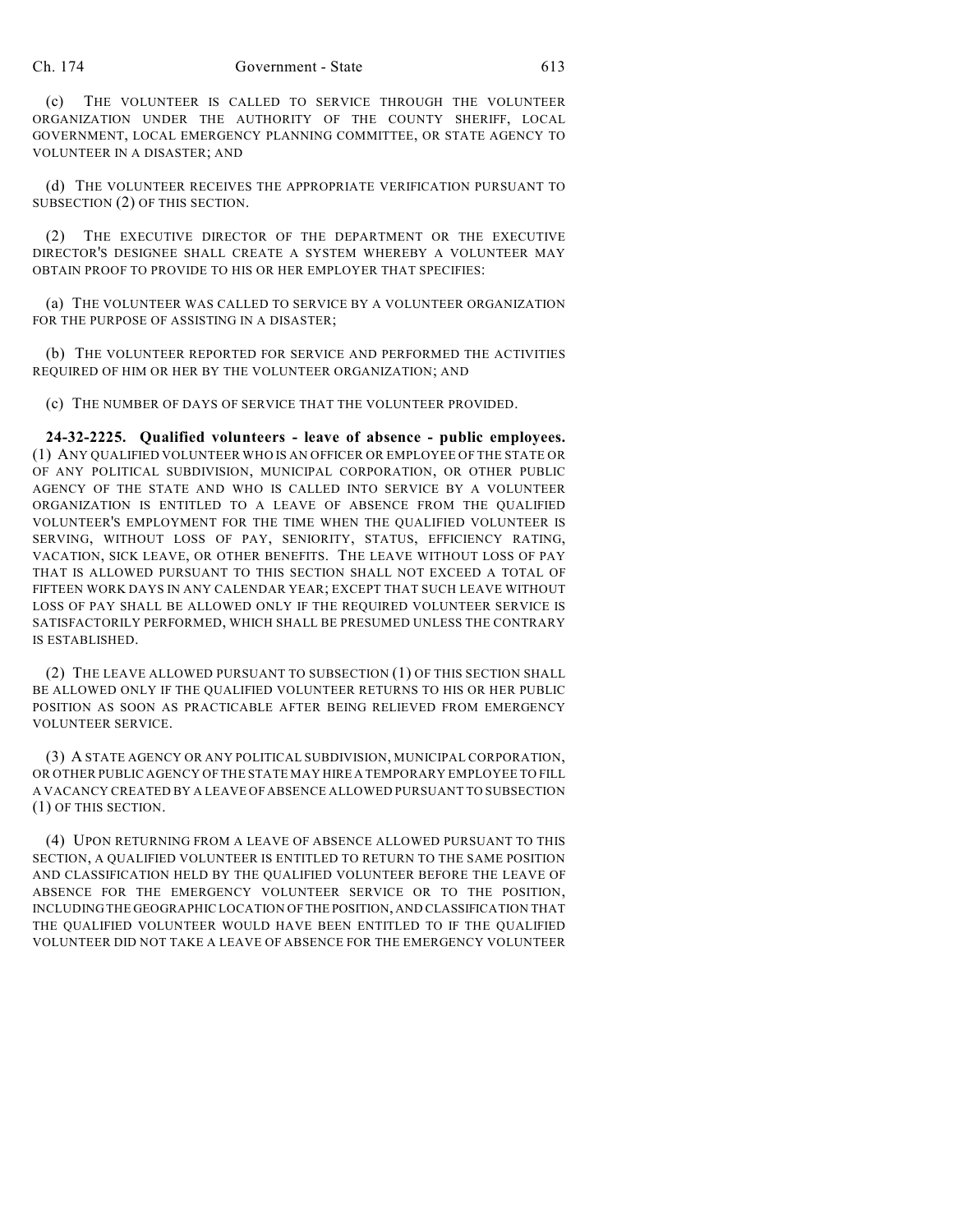(c) THE VOLUNTEER IS CALLED TO SERVICE THROUGH THE VOLUNTEER ORGANIZATION UNDER THE AUTHORITY OF THE COUNTY SHERIFF, LOCAL GOVERNMENT, LOCAL EMERGENCY PLANNING COMMITTEE, OR STATE AGENCY TO VOLUNTEER IN A DISASTER; AND

(d) THE VOLUNTEER RECEIVES THE APPROPRIATE VERIFICATION PURSUANT TO SUBSECTION (2) OF THIS SECTION.

(2) THE EXECUTIVE DIRECTOR OF THE DEPARTMENT OR THE EXECUTIVE DIRECTOR'S DESIGNEE SHALL CREATE A SYSTEM WHEREBY A VOLUNTEER MAY OBTAIN PROOF TO PROVIDE TO HIS OR HER EMPLOYER THAT SPECIFIES:

(a) THE VOLUNTEER WAS CALLED TO SERVICE BY A VOLUNTEER ORGANIZATION FOR THE PURPOSE OF ASSISTING IN A DISASTER;

(b) THE VOLUNTEER REPORTED FOR SERVICE AND PERFORMED THE ACTIVITIES REQUIRED OF HIM OR HER BY THE VOLUNTEER ORGANIZATION; AND

(c) THE NUMBER OF DAYS OF SERVICE THAT THE VOLUNTEER PROVIDED.

**24-32-2225. Qualified volunteers - leave of absence - public employees.** (1) ANY QUALIFIED VOLUNTEER WHO IS AN OFFICER OR EMPLOYEE OF THE STATE OR OF ANY POLITICAL SUBDIVISION, MUNICIPAL CORPORATION, OR OTHER PUBLIC AGENCY OF THE STATE AND WHO IS CALLED INTO SERVICE BY A VOLUNTEER ORGANIZATION IS ENTITLED TO A LEAVE OF ABSENCE FROM THE QUALIFIED VOLUNTEER'S EMPLOYMENT FOR THE TIME WHEN THE QUALIFIED VOLUNTEER IS SERVING, WITHOUT LOSS OF PAY, SENIORITY, STATUS, EFFICIENCY RATING, VACATION, SICK LEAVE, OR OTHER BENEFITS. THE LEAVE WITHOUT LOSS OF PAY THAT IS ALLOWED PURSUANT TO THIS SECTION SHALL NOT EXCEED A TOTAL OF FIFTEEN WORK DAYS IN ANY CALENDAR YEAR; EXCEPT THAT SUCH LEAVE WITHOUT LOSS OF PAY SHALL BE ALLOWED ONLY IF THE REQUIRED VOLUNTEER SERVICE IS SATISFACTORILY PERFORMED, WHICH SHALL BE PRESUMED UNLESS THE CONTRARY IS ESTABLISHED.

(2) THE LEAVE ALLOWED PURSUANT TO SUBSECTION (1) OF THIS SECTION SHALL BE ALLOWED ONLY IF THE QUALIFIED VOLUNTEER RETURNS TO HIS OR HER PUBLIC POSITION AS SOON AS PRACTICABLE AFTER BEING RELIEVED FROM EMERGENCY VOLUNTEER SERVICE.

(3) A STATE AGENCY OR ANY POLITICAL SUBDIVISION, MUNICIPAL CORPORATION, OR OTHER PUBLIC AGENCY OF THE STATE MAY HIRE A TEMPORARY EMPLOYEE TO FILL A VACANCY CREATED BY A LEAVE OF ABSENCE ALLOWED PURSUANT TO SUBSECTION (1) OF THIS SECTION.

(4) UPON RETURNING FROM A LEAVE OF ABSENCE ALLOWED PURSUANT TO THIS SECTION, A QUALIFIED VOLUNTEER IS ENTITLED TO RETURN TO THE SAME POSITION AND CLASSIFICATION HELD BY THE QUALIFIED VOLUNTEER BEFORE THE LEAVE OF ABSENCE FOR THE EMERGENCY VOLUNTEER SERVICE OR TO THE POSITION, INCLUDING THE GEOGRAPHIC LOCATION OF THE POSITION, AND CLASSIFICATION THAT THE QUALIFIED VOLUNTEER WOULD HAVE BEEN ENTITLED TO IF THE QUALIFIED VOLUNTEER DID NOT TAKE A LEAVE OF ABSENCE FOR THE EMERGENCY VOLUNTEER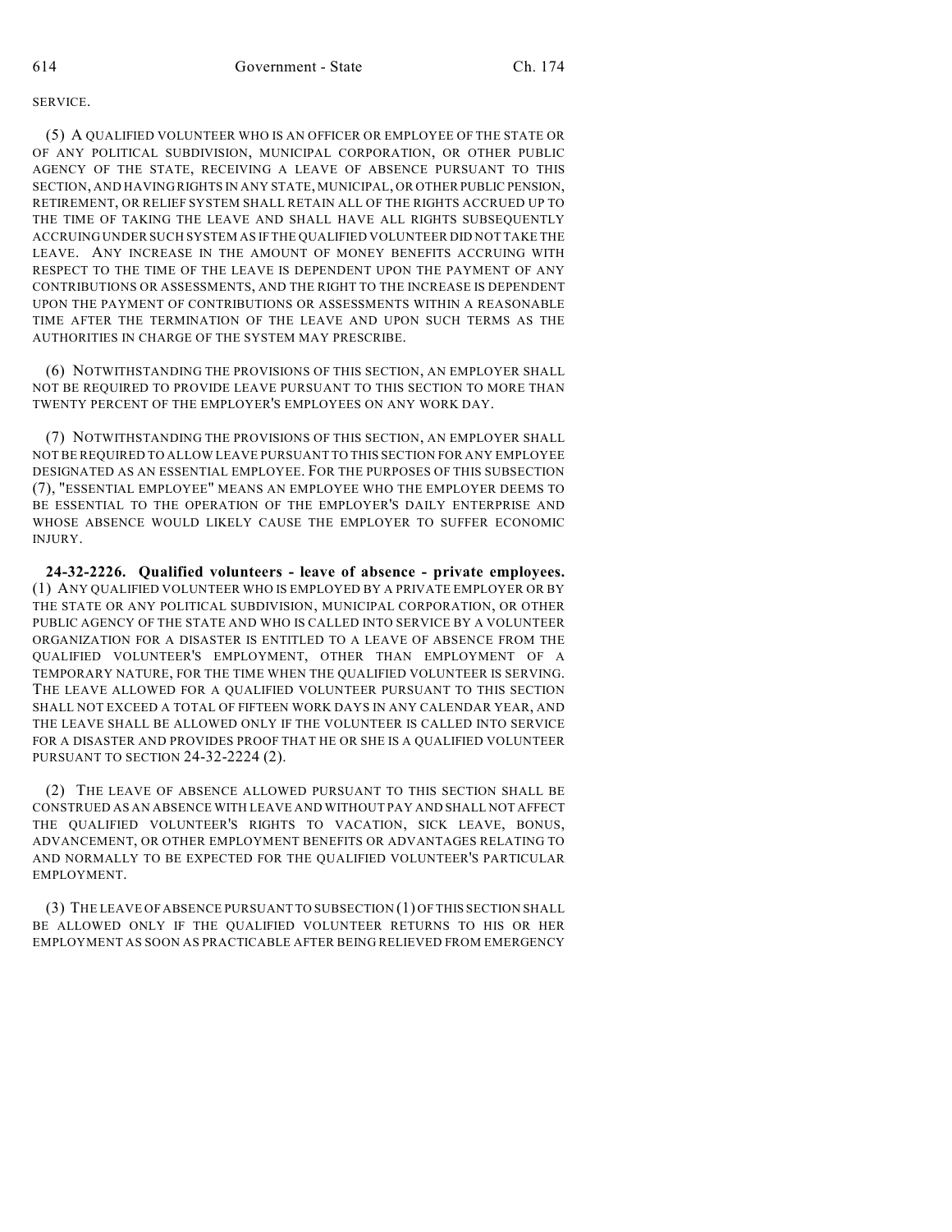SERVICE.

(5) A QUALIFIED VOLUNTEER WHO IS AN OFFICER OR EMPLOYEE OF THE STATE OR OF ANY POLITICAL SUBDIVISION, MUNICIPAL CORPORATION, OR OTHER PUBLIC AGENCY OF THE STATE, RECEIVING A LEAVE OF ABSENCE PURSUANT TO THIS SECTION, AND HAVING RIGHTS IN ANY STATE, MUNICIPAL, OR OTHER PUBLIC PENSION, RETIREMENT, OR RELIEF SYSTEM SHALL RETAIN ALL OF THE RIGHTS ACCRUED UP TO THE TIME OF TAKING THE LEAVE AND SHALL HAVE ALL RIGHTS SUBSEQUENTLY ACCRUING UNDER SUCH SYSTEM AS IF THE QUALIFIED VOLUNTEER DID NOT TAKE THE LEAVE. ANY INCREASE IN THE AMOUNT OF MONEY BENEFITS ACCRUING WITH RESPECT TO THE TIME OF THE LEAVE IS DEPENDENT UPON THE PAYMENT OF ANY CONTRIBUTIONS OR ASSESSMENTS, AND THE RIGHT TO THE INCREASE IS DEPENDENT UPON THE PAYMENT OF CONTRIBUTIONS OR ASSESSMENTS WITHIN A REASONABLE TIME AFTER THE TERMINATION OF THE LEAVE AND UPON SUCH TERMS AS THE AUTHORITIES IN CHARGE OF THE SYSTEM MAY PRESCRIBE.

(6) NOTWITHSTANDING THE PROVISIONS OF THIS SECTION, AN EMPLOYER SHALL NOT BE REQUIRED TO PROVIDE LEAVE PURSUANT TO THIS SECTION TO MORE THAN TWENTY PERCENT OF THE EMPLOYER'S EMPLOYEES ON ANY WORK DAY.

(7) NOTWITHSTANDING THE PROVISIONS OF THIS SECTION, AN EMPLOYER SHALL NOT BE REQUIRED TO ALLOW LEAVE PURSUANT TO THIS SECTION FOR ANY EMPLOYEE DESIGNATED AS AN ESSENTIAL EMPLOYEE. FOR THE PURPOSES OF THIS SUBSECTION (7), "ESSENTIAL EMPLOYEE" MEANS AN EMPLOYEE WHO THE EMPLOYER DEEMS TO BE ESSENTIAL TO THE OPERATION OF THE EMPLOYER'S DAILY ENTERPRISE AND WHOSE ABSENCE WOULD LIKELY CAUSE THE EMPLOYER TO SUFFER ECONOMIC INJURY.

**24-32-2226. Qualified volunteers - leave of absence - private employees.** (1) ANY QUALIFIED VOLUNTEER WHO IS EMPLOYED BY A PRIVATE EMPLOYER OR BY THE STATE OR ANY POLITICAL SUBDIVISION, MUNICIPAL CORPORATION, OR OTHER PUBLIC AGENCY OF THE STATE AND WHO IS CALLED INTO SERVICE BY A VOLUNTEER ORGANIZATION FOR A DISASTER IS ENTITLED TO A LEAVE OF ABSENCE FROM THE QUALIFIED VOLUNTEER'S EMPLOYMENT, OTHER THAN EMPLOYMENT OF A TEMPORARY NATURE, FOR THE TIME WHEN THE QUALIFIED VOLUNTEER IS SERVING. THE LEAVE ALLOWED FOR A QUALIFIED VOLUNTEER PURSUANT TO THIS SECTION SHALL NOT EXCEED A TOTAL OF FIFTEEN WORK DAYS IN ANY CALENDAR YEAR, AND THE LEAVE SHALL BE ALLOWED ONLY IF THE VOLUNTEER IS CALLED INTO SERVICE FOR A DISASTER AND PROVIDES PROOF THAT HE OR SHE IS A QUALIFIED VOLUNTEER PURSUANT TO SECTION 24-32-2224 (2).

(2) THE LEAVE OF ABSENCE ALLOWED PURSUANT TO THIS SECTION SHALL BE CONSTRUED AS AN ABSENCE WITH LEAVE AND WITHOUT PAY AND SHALL NOT AFFECT THE QUALIFIED VOLUNTEER'S RIGHTS TO VACATION, SICK LEAVE, BONUS, ADVANCEMENT, OR OTHER EMPLOYMENT BENEFITS OR ADVANTAGES RELATING TO AND NORMALLY TO BE EXPECTED FOR THE QUALIFIED VOLUNTEER'S PARTICULAR EMPLOYMENT.

(3) THE LEAVE OF ABSENCE PURSUANT TO SUBSECTION (1) OF THIS SECTION SHALL BE ALLOWED ONLY IF THE QUALIFIED VOLUNTEER RETURNS TO HIS OR HER EMPLOYMENT AS SOON AS PRACTICABLE AFTER BEING RELIEVED FROM EMERGENCY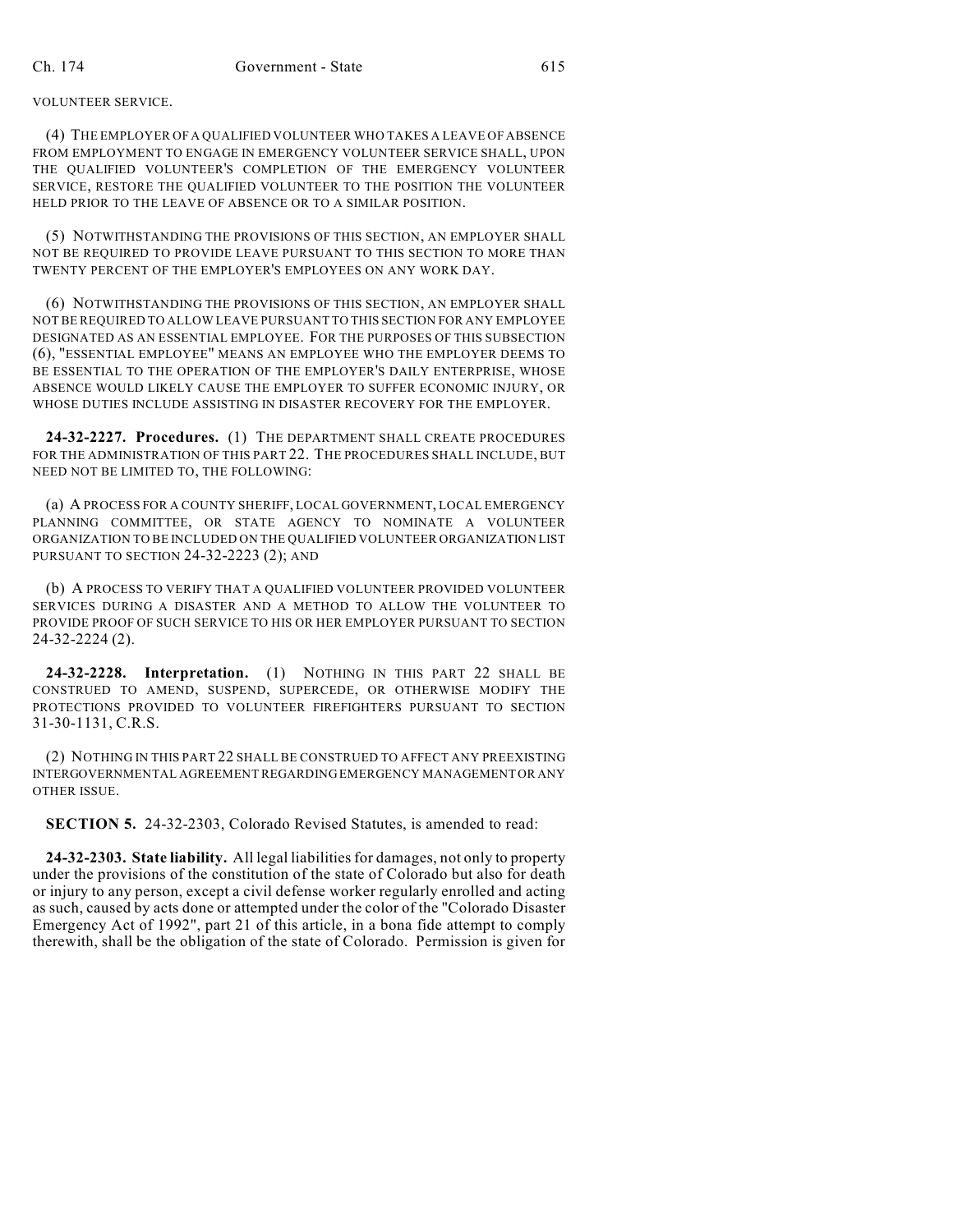VOLUNTEER SERVICE.

(4) THE EMPLOYER OF A QUALIFIED VOLUNTEER WHO TAKES A LEAVE OF ABSENCE FROM EMPLOYMENT TO ENGAGE IN EMERGENCY VOLUNTEER SERVICE SHALL, UPON THE QUALIFIED VOLUNTEER'S COMPLETION OF THE EMERGENCY VOLUNTEER SERVICE, RESTORE THE QUALIFIED VOLUNTEER TO THE POSITION THE VOLUNTEER HELD PRIOR TO THE LEAVE OF ABSENCE OR TO A SIMILAR POSITION.

(5) NOTWITHSTANDING THE PROVISIONS OF THIS SECTION, AN EMPLOYER SHALL NOT BE REQUIRED TO PROVIDE LEAVE PURSUANT TO THIS SECTION TO MORE THAN TWENTY PERCENT OF THE EMPLOYER'S EMPLOYEES ON ANY WORK DAY.

(6) NOTWITHSTANDING THE PROVISIONS OF THIS SECTION, AN EMPLOYER SHALL NOT BE REQUIRED TO ALLOW LEAVE PURSUANT TO THIS SECTION FOR ANY EMPLOYEE DESIGNATED AS AN ESSENTIAL EMPLOYEE. FOR THE PURPOSES OF THIS SUBSECTION (6), "ESSENTIAL EMPLOYEE" MEANS AN EMPLOYEE WHO THE EMPLOYER DEEMS TO BE ESSENTIAL TO THE OPERATION OF THE EMPLOYER'S DAILY ENTERPRISE, WHOSE ABSENCE WOULD LIKELY CAUSE THE EMPLOYER TO SUFFER ECONOMIC INJURY, OR WHOSE DUTIES INCLUDE ASSISTING IN DISASTER RECOVERY FOR THE EMPLOYER.

**24-32-2227. Procedures.** (1) THE DEPARTMENT SHALL CREATE PROCEDURES FOR THE ADMINISTRATION OF THIS PART 22. THE PROCEDURES SHALL INCLUDE, BUT NEED NOT BE LIMITED TO, THE FOLLOWING:

(a) A PROCESS FOR A COUNTY SHERIFF, LOCAL GOVERNMENT, LOCAL EMERGENCY PLANNING COMMITTEE, OR STATE AGENCY TO NOMINATE A VOLUNTEER ORGANIZATION TO BE INCLUDED ON THE QUALIFIED VOLUNTEER ORGANIZATION LIST PURSUANT TO SECTION 24-32-2223 (2); AND

(b) A PROCESS TO VERIFY THAT A QUALIFIED VOLUNTEER PROVIDED VOLUNTEER SERVICES DURING A DISASTER AND A METHOD TO ALLOW THE VOLUNTEER TO PROVIDE PROOF OF SUCH SERVICE TO HIS OR HER EMPLOYER PURSUANT TO SECTION 24-32-2224 (2).

**24-32-2228. Interpretation.** (1) NOTHING IN THIS PART 22 SHALL BE CONSTRUED TO AMEND, SUSPEND, SUPERCEDE, OR OTHERWISE MODIFY THE PROTECTIONS PROVIDED TO VOLUNTEER FIREFIGHTERS PURSUANT TO SECTION 31-30-1131, C.R.S.

(2) NOTHING IN THIS PART 22 SHALL BE CONSTRUED TO AFFECT ANY PREEXISTING INTERGOVERNMENTAL AGREEMENT REGARDING EMERGENCY MANAGEMENT OR ANY OTHER ISSUE.

**SECTION 5.** 24-32-2303, Colorado Revised Statutes, is amended to read:

**24-32-2303. State liability.** All legal liabilities for damages, not only to property under the provisions of the constitution of the state of Colorado but also for death or injury to any person, except a civil defense worker regularly enrolled and acting as such, caused by acts done or attempted under the color of the "Colorado Disaster Emergency Act of 1992", part 21 of this article, in a bona fide attempt to comply therewith, shall be the obligation of the state of Colorado. Permission is given for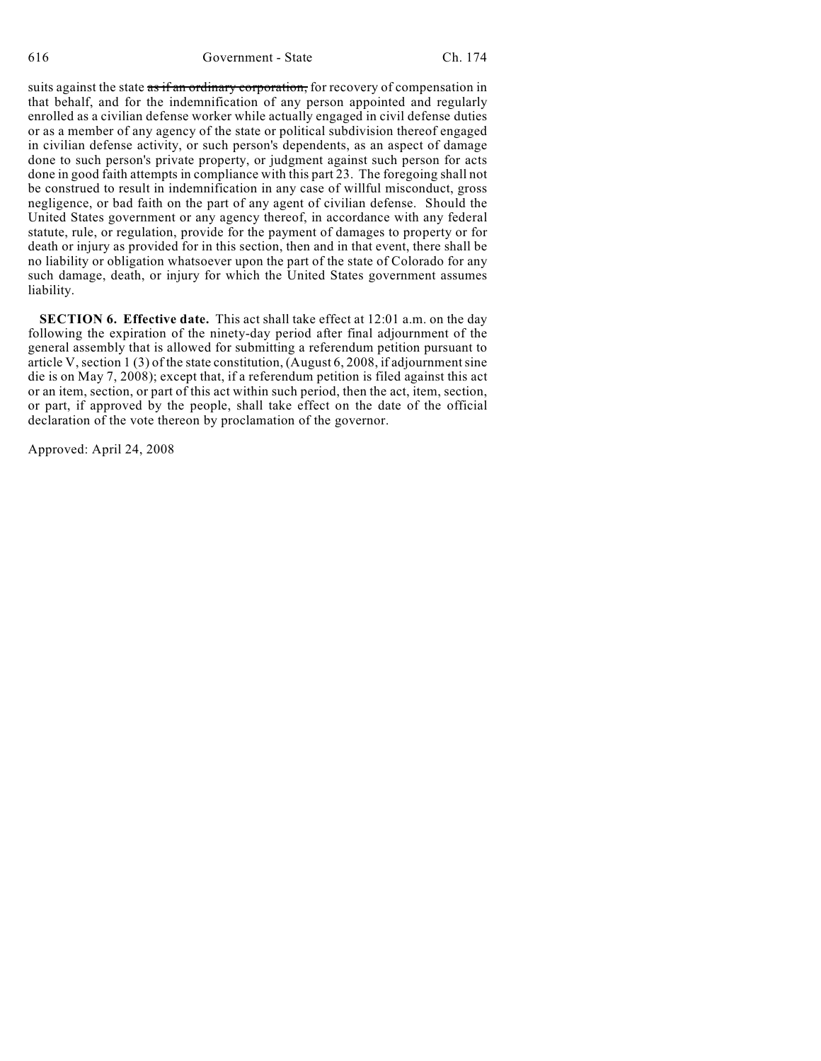suits against the state ~~as if an ordinary corporation,~~ for recovery of compensation in that behalf, and for the indemnification of any person appointed and regularly enrolled as a civilian defense worker while actually engaged in civil defense duties or as a member of any agency of the state or political subdivision thereof engaged in civilian defense activity, or such person's dependents, as an aspect of damage done to such person's private property, or judgment against such person for acts done in good faith attempts in compliance with this part 23. The foregoing shall not be construed to result in indemnification in any case of willful misconduct, gross negligence, or bad faith on the part of any agent of civilian defense. Should the United States government or any agency thereof, in accordance with any federal statute, rule, or regulation, provide for the payment of damages to property or for death or injury as provided for in this section, then and in that event, there shall be no liability or obligation whatsoever upon the part of the state of Colorado for any such damage, death, or injury for which the United States government assumes liability.

**SECTION 6. Effective date.** This act shall take effect at 12:01 a.m. on the day following the expiration of the ninety-day period after final adjournment of the general assembly that is allowed for submitting a referendum petition pursuant to article V, section 1 (3) of the state constitution, (August 6, 2008, if adjournment sine die is on May 7, 2008); except that, if a referendum petition is filed against this act or an item, section, or part of this act within such period, then the act, item, section, or part, if approved by the people, shall take effect on the date of the official declaration of the vote thereon by proclamation of the governor.

Approved: April 24, 2008